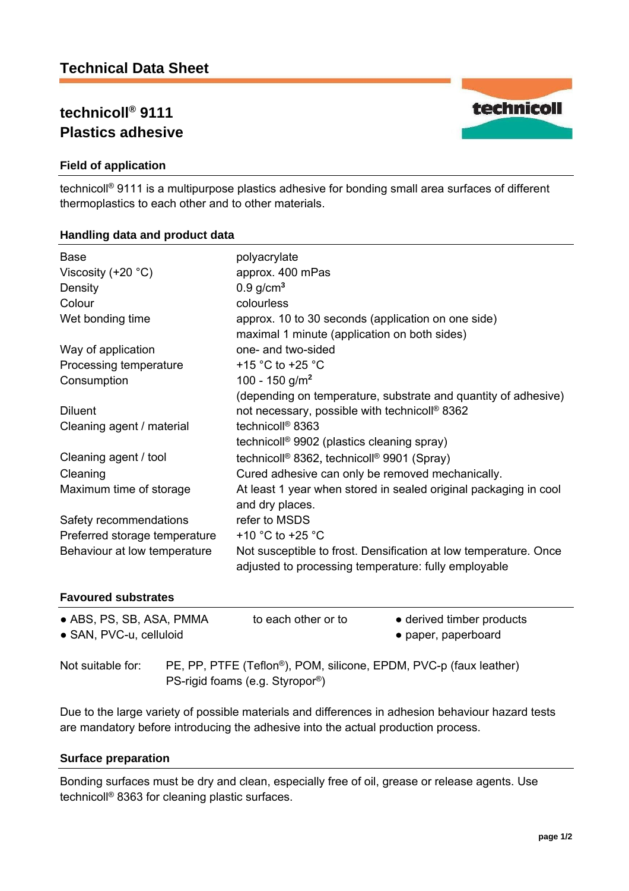# Technical Data Sheet

## technicoll® 9111
## Plastics adhesive

### Field of application

technicoll® 9111 is a multipurpose plastics adhesive for bonding small area surfaces of different thermoplastics to each other and to other materials.

### Handling data and product data

| | |
|---|---|
| Base | polyacrylate |
| Viscosity (+20 °C) | approx. 400 mPas |
| Density | 0.9 g/cm³ |
| Colour | colourless |
| Wet bonding time | approx. 10 to 30 seconds (application on one side)<br>maximal 1 minute (application on both sides) |
| Way of application | one- and two-sided |
| Processing temperature | +15 °C to +25 °C |
| Consumption | 100 - 150 g/m²<br>(depending on temperature, substrate and quantity of adhesive) |
| Diluent | not necessary, possible with technicoll® 8362 |
| Cleaning agent / material | technicoll® 8363<br>technicoll® 9902 (plastics cleaning spray) |
| Cleaning agent / tool | technicoll® 8362, technicoll® 9901 (Spray) |
| Cleaning | Cured adhesive can only be removed mechanically. |
| Maximum time of storage | At least 1 year when stored in sealed original packaging in cool and dry places. |
| Safety recommendations | refer to MSDS |
| Preferred storage temperature | +10 °C to +25 °C |
| Behaviour at low temperature | Not susceptible to frost. Densification at low temperature. Once adjusted to processing temperature: fully employable |

### Favoured substrates

| | | |
|---|---|---|
| • ABS, PS, SB, ASA, PMMA | to each other or to | • derived timber products |
| • SAN, PVC-u, celluloid | | • paper, paperboard |

Not suitable for: PE, PP, PTFE (Teflon®), POM, silicone, EPDM, PVC-p (faux leather)
PS-rigid foams (e.g. Styropor®)

Due to the large variety of possible materials and differences in adhesion behaviour hazard tests are mandatory before introducing the adhesive into the actual production process.

### Surface preparation

Bonding surfaces must be dry and clean, especially free of oil, grease or release agents. Use technicoll® 8363 for cleaning plastic surfaces.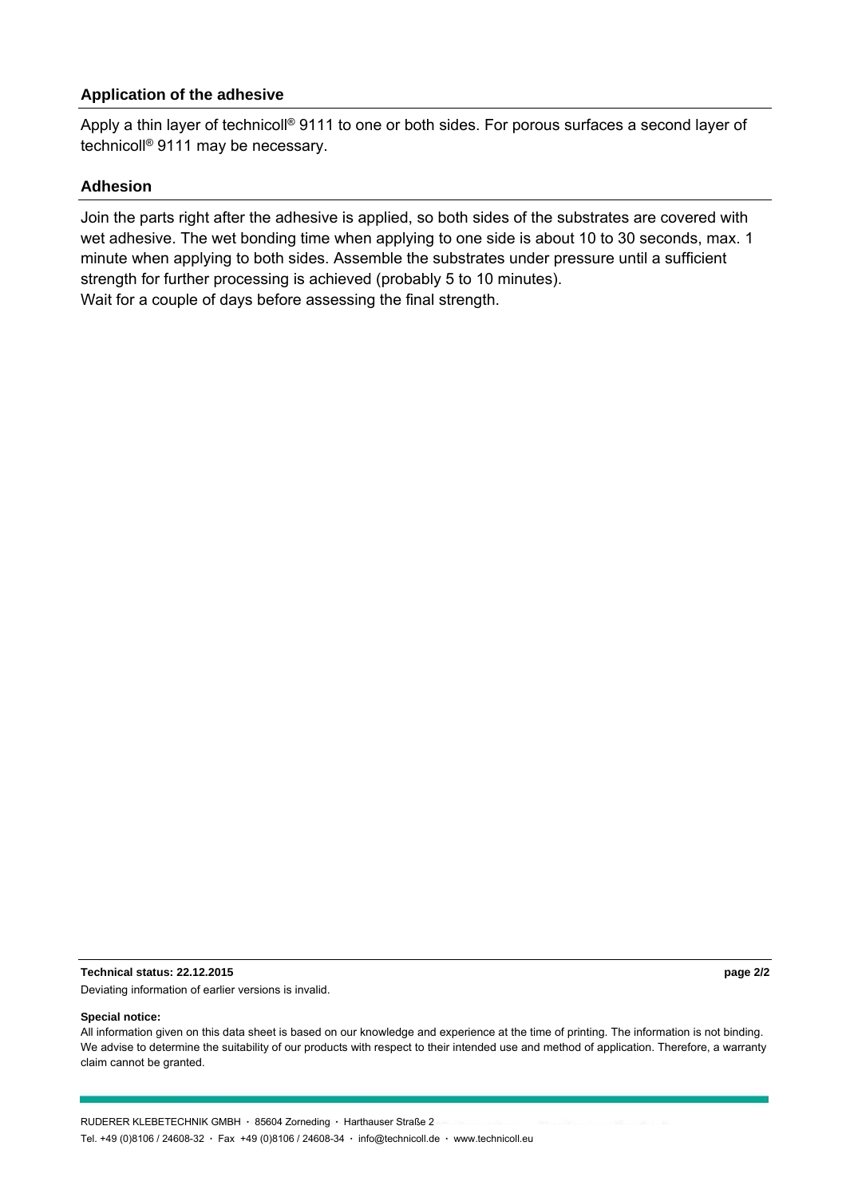### Application of the adhesive

Apply a thin layer of technicoll® 9111 to one or both sides. For porous surfaces a second layer of technicoll® 9111 may be necessary.

### Adhesion

Join the parts right after the adhesive is applied, so both sides of the substrates are covered with wet adhesive. The wet bonding time when applying to one side is about 10 to 30 seconds, max. 1 minute when applying to both sides. Assemble the substrates under pressure until a sufficient strength for further processing is achieved (probably 5 to 10 minutes).
Wait for a couple of days before assessing the final strength.

**Technical status: 22.12.2015**

Deviating information of earlier versions is invalid.

**Special notice:**

All information given on this data sheet is based on our knowledge and experience at the time of printing. The information is not binding. We advise to determine the suitability of our products with respect to their intended use and method of application. Therefore, a warranty claim cannot be granted.

RUDERER KLEBETECHNIK GMBH · 85604 Zorneding · Harthauser Straße 2
Tel. +49 (0)8106 / 24608-32 · Fax +49 (0)8106 / 24608-34 · info@technicoll.de · www.technicoll.eu